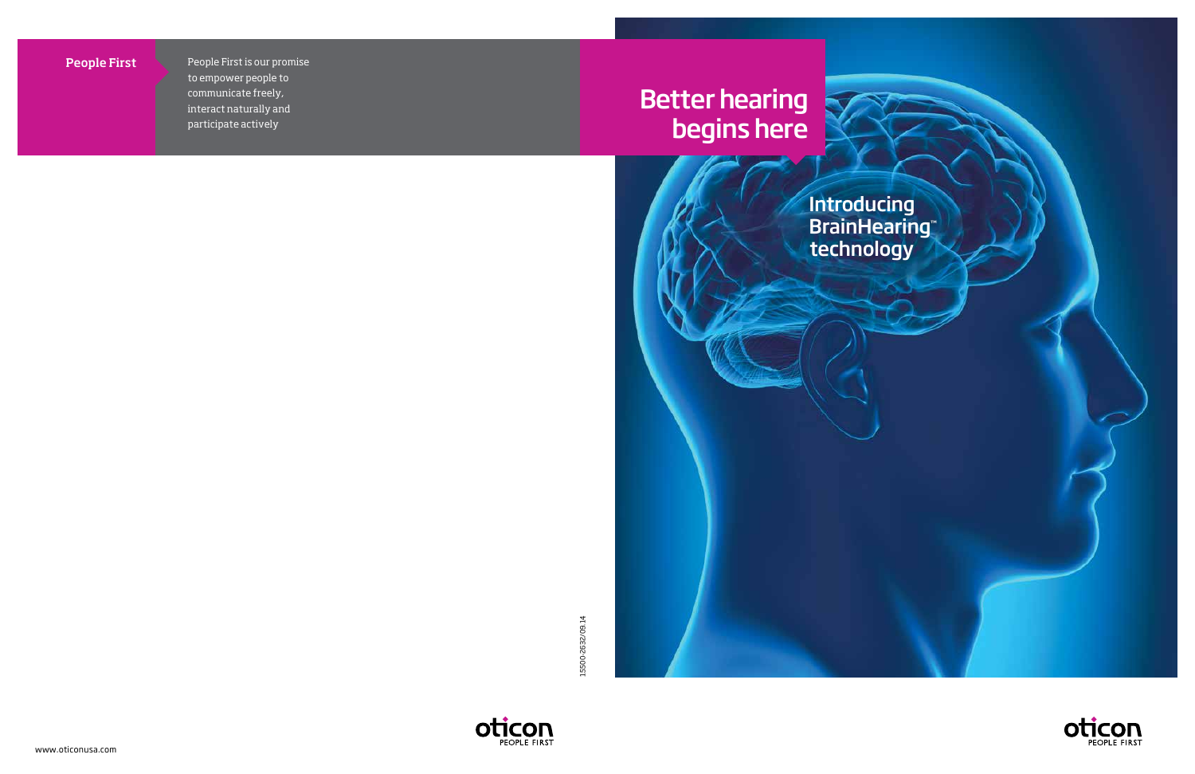**People First**

People First is our promise to empower people to communicate freely, interact naturally and participate actively

15500-2632/09.14

oticon PEOPLE FIRST

www.oticonusa.com

# Better hearing begins here

## Introducing BrainHearing™ technology

oticon PEOPLE FIRST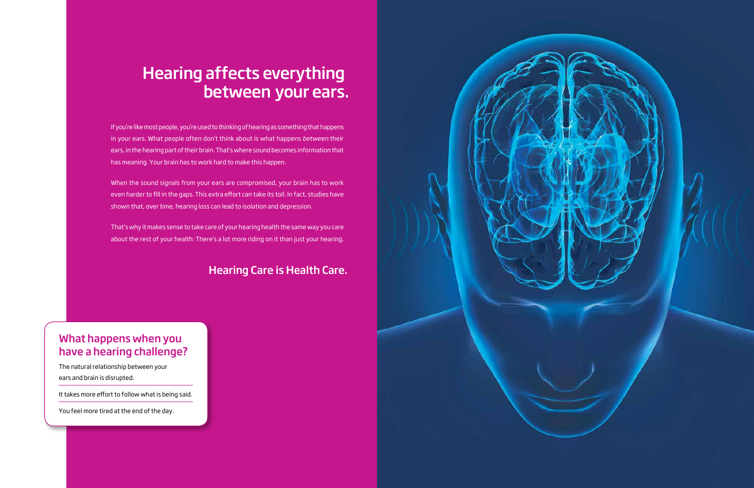# Hearing affects everything between your ears.

If you're like most people, you're used to thinking of hearing as something that happens in your ears. What people often don't think about is what happens *between* their ears, in the hearing part of their brain. That's where sound becomes information that has meaning. Your brain has to work hard to make this happen.

When the sound signals from your ears are compromised, your brain has to work even harder to fill in the gaps. This extra effort can take its toll. In fact, studies have shown that, over time, hearing loss can lead to isolation and depression.

That's why it makes sense to take care of your hearing health the same way you care about the rest of your health: There's a lot more riding on it than just your hearing.

## Hearing Care is Health Care.

### What happens when you have a hearing challenge?

The natural relationship between your ears and brain is disrupted.

It takes more effort to follow what is being said.

You feel more tired at the end of the day.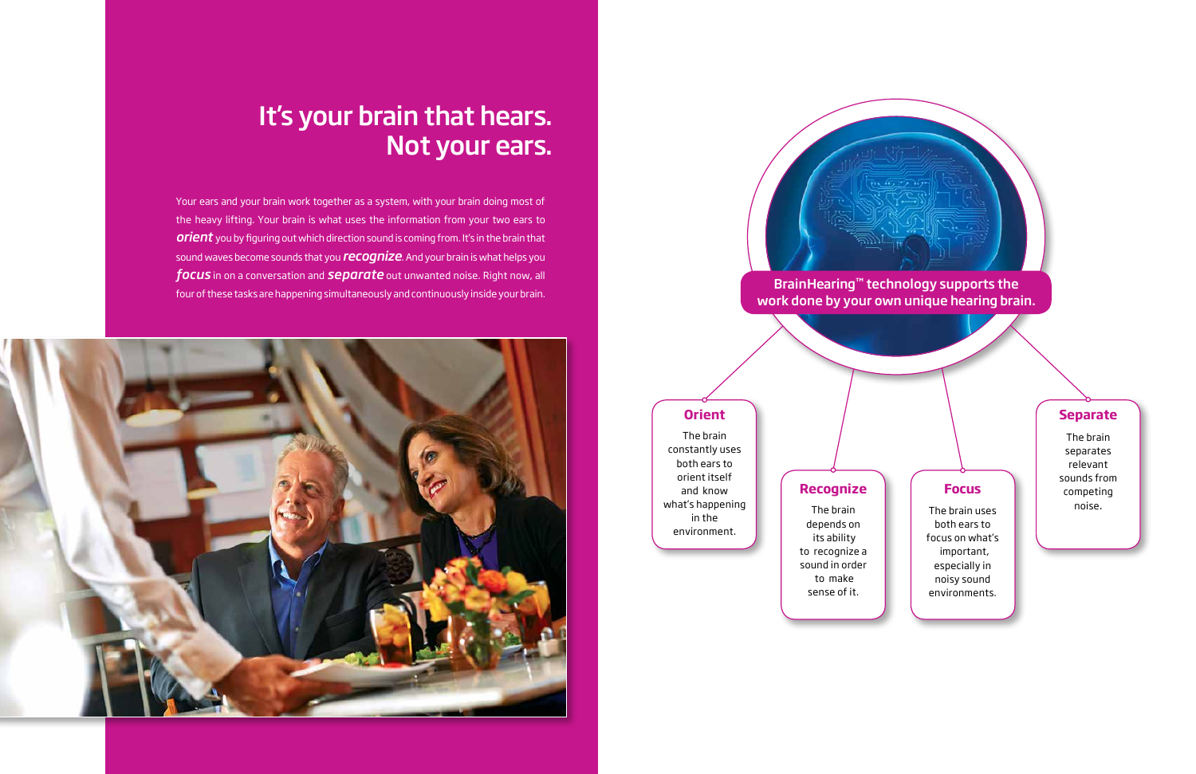# It's your brain that hears. Not your ears.

Your ears and your brain work together as a system, with your brain doing most of the heavy lifting. Your brain is what uses the information from your two ears to ***orient*** you by figuring out which direction sound is coming from. It's in the brain that sound waves become sounds that you ***recognize***. And your brain is what helps you ***focus*** in on a conversation and ***separate*** out unwanted noise. Right now, all four of these tasks are happening simultaneously and continuously inside your brain.

**BrainHearing™ technology supports the work done by your own unique hearing brain.**

### Orient

The brain constantly uses both ears to orient itself and know what's happening in the environment.

### Recognize

The brain depends on its ability to recognize a sound in order to make sense of it.

### Focus

The brain uses both ears to focus on what's important, especially in noisy sound environments.

### Separate

The brain separates relevant sounds from competing noise.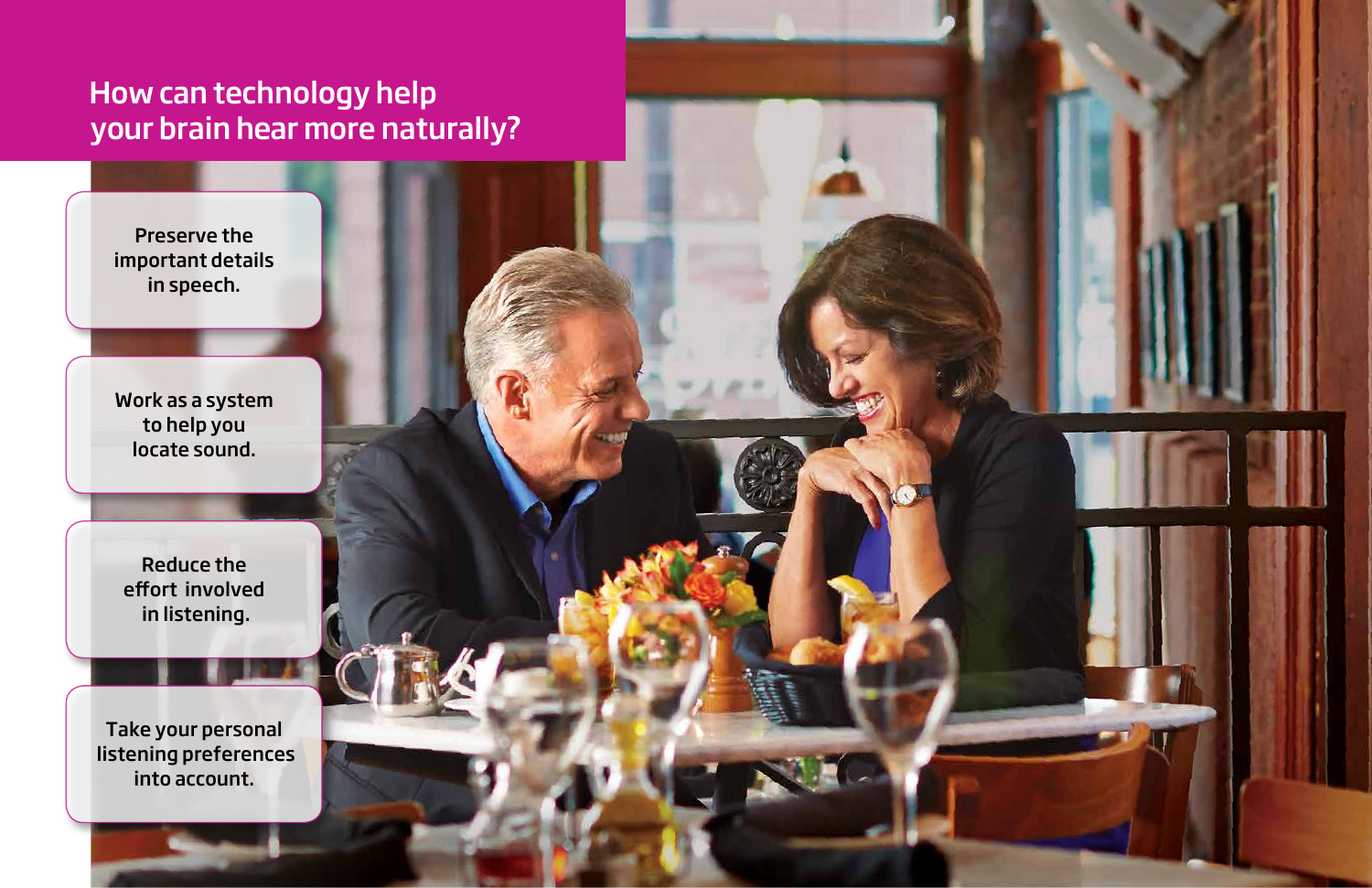## How can technology help your brain hear more naturally?

- Preserve the important details in speech.
- Work as a system to help you locate sound.
- Reduce the effort involved in listening.
- Take your personal listening preferences into account.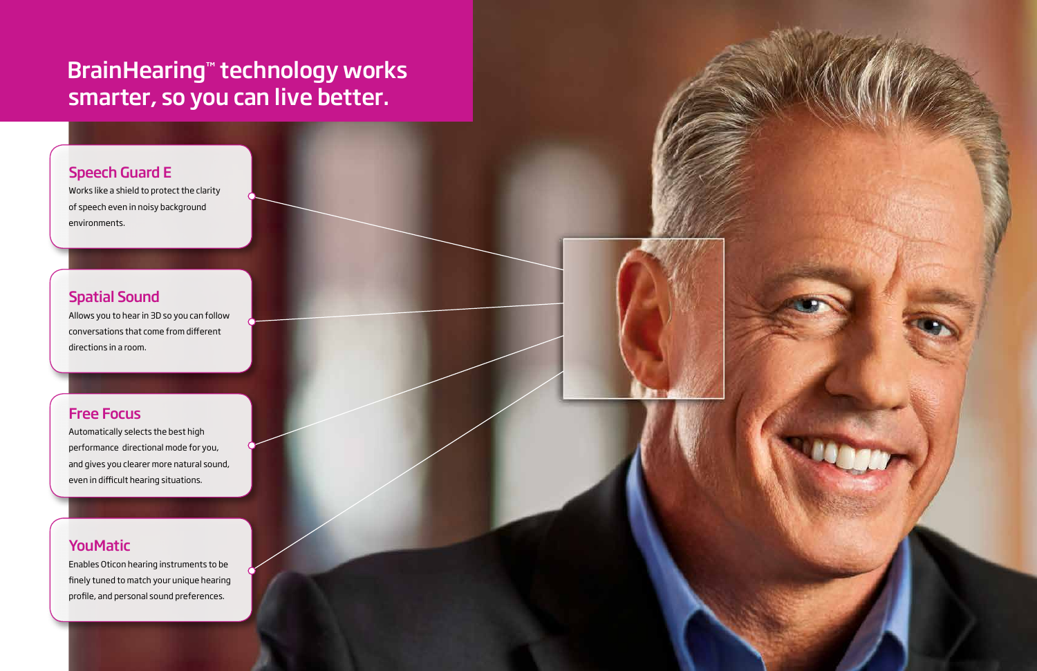# BrainHearing™ technology works smarter, so you can live better.

## Speech Guard E

Works like a shield to protect the clarity of speech even in noisy background environments.

## Spatial Sound

Allows you to hear in 3D so you can follow conversations that come from different directions in a room.

## Free Focus

Automatically selects the best high performance directional mode for you, and gives you clearer more natural sound, even in difficult hearing situations.

## YouMatic

Enables Oticon hearing instruments to be finely tuned to match your unique hearing profile, and personal sound preferences.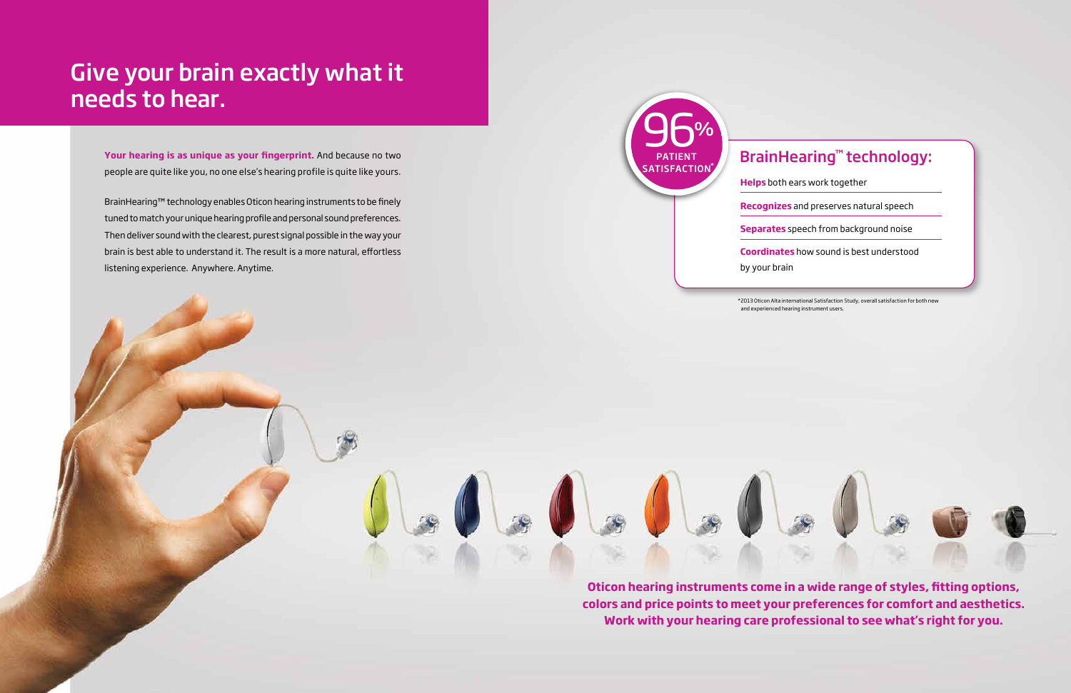# Give your brain exactly what it needs to hear.

**Your hearing is as unique as your fingerprint.** And because no two people are quite like you, no one else's hearing profile is quite like yours.

BrainHearing™ technology enables Oticon hearing instruments to be finely tuned to match your unique hearing profile and personal sound preferences. Then deliver sound with the clearest, purest signal possible in the way your brain is best able to understand it. The result is a more natural, effortless listening experience. Anywhere. Anytime.

96%
PATIENT SATISFACTION*

## BrainHearing™ technology:

**Helps** both ears work together

**Recognizes** and preserves natural speech

**Separates** speech from background noise

**Coordinates** how sound is best understood by your brain

*2013 Oticon Alta International Satisfaction Study, overall satisfaction for both new and experienced hearing instrument users.

**Oticon hearing instruments come in a wide range of styles, fitting options, colors and price points to meet your preferences for comfort and aesthetics. Work with your hearing care professional to see what's right for you.**